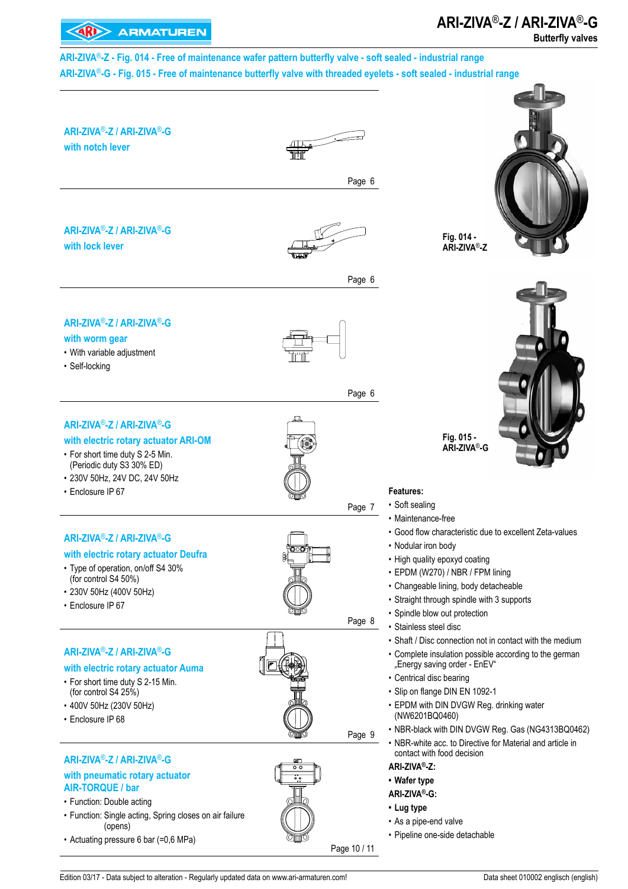# ARI-ZIVA®-Z / ARI-ZIVA®-G

## Butterfly valves

**ARI-ZIVA®-Z - Fig. 014 - Free of maintenance wafer pattern butterfly valve - soft sealed - industrial range**

**ARI-ZIVA®-G - Fig. 015 - Free of maintenance butterfly valve with threaded eyelets - soft sealed - industrial range**

---

### ARI-ZIVA®-Z / ARI-ZIVA®-G with notch lever

Page 6

---

### ARI-ZIVA®-Z / ARI-ZIVA®-G with lock lever

Page 6

---

### ARI-ZIVA®-Z / ARI-ZIVA®-G with worm gear

- With variable adjustment
- Self-locking

Page 6

---

### ARI-ZIVA®-Z / ARI-ZIVA®-G with electric rotary actuator ARI-OM

- For short time duty S 2-5 Min. (Periodic duty S3 30% ED)
- 230V 50Hz, 24V DC, 24V 50Hz
- Enclosure IP 67

Page 7

---

### ARI-ZIVA®-Z / ARI-ZIVA®-G with electric rotary actuator Deufra

- Type of operation, on/off S4 30% (for control S4 50%)
- 230V 50Hz (400V 50Hz)
- Enclosure IP 67

Page 8

---

### ARI-ZIVA®-Z / ARI-ZIVA®-G with electric rotary actuator Auma

- For short time duty S 2-15 Min. (for control S4 25%)
- 400V 50Hz (230V 50Hz)
- Enclosure IP 68

Page 9

---

### ARI-ZIVA®-Z / ARI-ZIVA®-G with pneumatic rotary actuator AIR-TORQUE / bar

- Function: Double acting
- Function: Single acting, Spring closes on air failure (opens)
- Actuating pressure 6 bar (=0,6 MPa)

Page 10 / 11

---

Fig. 014 - ARI-ZIVA®-Z

Fig. 015 - ARI-ZIVA®-G

**Features:**

- Soft sealing
- Maintenance-free
- Good flow characteristic due to excellent Zeta-values
- Nodular iron body
- High quality epoxyd coating
- EPDM (W270) / NBR / FPM lining
- Changeable lining, body detacheable
- Straight through spindle with 3 supports
- Spindle blow out protection
- Stainless steel disc
- Shaft / Disc connection not in contact with the medium
- Complete insulation possible according to the german „Energy saving order - EnEV“
- Centrical disc bearing
- Slip on flange DIN EN 1092-1
- EPDM with DIN DVGW Reg. drinking water (NW6201BQ0460)
- NBR-black with DIN DVGW Reg. Gas (NG4313BQ0462)
- NBR-white acc. to Directive for Material and article in contact with food decision

**ARI-ZIVA®-Z:**

- **Wafer type**

**ARI-ZIVA®-G:**

- **Lug type**
- As a pipe-end valve
- Pipeline one-side detachable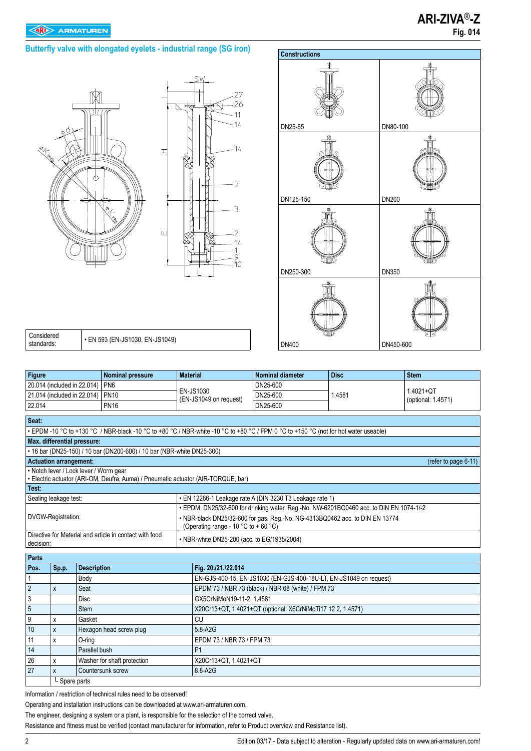# ARI-ZIVA®-Z

**Fig. 014**

## Butterfly valve with elongated eyelets - industrial range (SG iron)

### Constructions

DN25-65 | DN80-100 | DN125-150 | DN200 | DN250-300 | DN350 | DN400 | DN450-600

| Considered standards: | • EN 593 (EN-JS1030, EN-JS1049) |
|---|---|

| Figure | Nominal pressure | Material | Nominal diameter | Disc | Stem |
|---|---|---|---|---|---|
| 20.014 (included in 22.014) | PN6 | EN-JS1030 (EN-JS1049 on request) | DN25-600 | 1.4581 | 1.4021+QT (optional: 1.4571) |
| 21.014 (included in 22.014) | PN10 | | DN25-600 | | |
| 22.014 | PN16 | | DN25-600 | | |

**Seat:**

• EPDM -10 °C to +130 °C / NBR-black -10 °C to +80 °C / NBR-white -10 °C to +80 °C / FPM 0 °C to +150 °C (not for hot water useable)

**Max. differential pressure:**

• 16 bar (DN25-150) / 10 bar (DN200-600) / 10 bar (NBR-white DN25-300)

**Actuation arrangement:** (refer to page 6-11)

• Notch lever / Lock lever / Worm gear
• Electric actuator (ARI-OM, Deufra, Auma) / Pneumatic actuator (AIR-TORQUE, bar)

**Test:**

| | |
|---|---|
| Sealing leakage test: | • EN 12266-1 Leakage rate A (DIN 3230 T3 Leakage rate 1) |
| DVGW-Registration: | • EPDM DN25/32-600 for drinking water. Reg.-No. NW-6201BQ0460 acc. to DIN EN 1074-1/-2<br>• NBR-black DN25/32-600 for gas. Reg.-No. NG-4313BQ0462 acc. to DIN EN 13774 (Operating range - 10 °C to + 60 °C) |
| Directive for Material and article in contact with food decision: | • NBR-white DN25-200 (acc. to EG/1935/2004) |

**Parts**

| Pos. | Sp.p. | Description | Fig. 20./21./22.014 |
|---|---|---|---|
| 1 | | Body | EN-GJS-400-15, EN-JS1030 (EN-GJS-400-18U-LT, EN-JS1049 on request) |
| 2 | x | Seat | EPDM 73 / NBR 73 (black) / NBR 68 (white) / FPM 73 |
| 3 | | Disc | GX5CrNiMoN19-11-2, 1.4581 |
| 5 | | Stem | X20Cr13+QT, 1.4021+QT (optional: X6CrNiMoTi17 12 2, 1.4571) |
| 9 | x | Gasket | CU |
| 10 | x | Hexagon head screw plug | 5.8-A2G |
| 11 | x | O-ring | EPDM 73 / NBR 73 / FPM 73 |
| 14 | | Parallel bush | P1 |
| 26 | x | Washer for shaft protection | X20Cr13+QT, 1.4021+QT |
| 27 | x | Countersunk screw | 8.8-A2G |
| | └ Spare parts | | |

Information / restriction of technical rules need to be observed!

Operating and installation instructions can be downloaded at www.ari-armaturen.com.

The engineer, designing a system or a plant, is responsible for the selection of the correct valve.

Resistance and fitness must be verified (contact manufacturer for information, refer to Product overview and Resistance list).

Edition 03/17 - Data subject to alteration - Regularly updated data on www.ari-armaturen.com!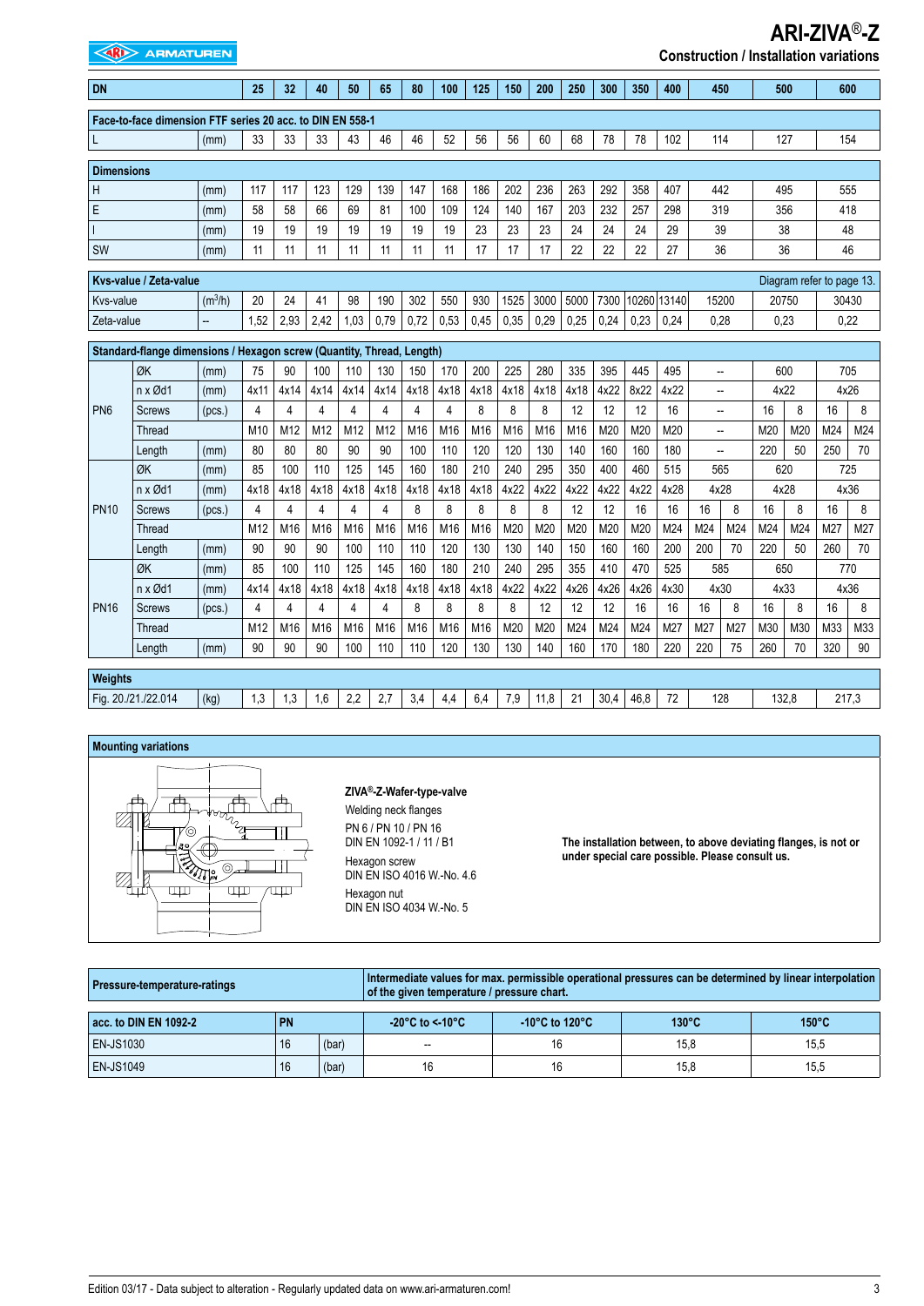## Construction / Installation variations

| | | | 25 | 32 | 40 | 50 | 65 | 80 | 100 | 125 | 150 | 200 | 250 | 300 | 350 | 400 | 450 | | 500 | | 600 | |
|---|---|---|---|---|---|---|---|---|---|---|---|---|---|---|---|---|---|---|---|---|---|---|
| **Face-to-face dimension FTF series 20 acc. to DIN EN 558-1** | | | | | | | | | | | | | | | | | | | | | | |
| L | | (mm) | 33 | 33 | 33 | 43 | 46 | 46 | 52 | 56 | 56 | 60 | 68 | 78 | 78 | 102 | 114 | | 127 | | 154 | |
| **Dimensions** | | | | | | | | | | | | | | | | | | | | | | |
| H | | (mm) | 117 | 117 | 123 | 129 | 139 | 147 | 168 | 186 | 202 | 236 | 263 | 292 | 358 | 407 | 442 | | 495 | | 555 | |
| E | | (mm) | 58 | 58 | 66 | 69 | 81 | 100 | 109 | 124 | 140 | 167 | 203 | 232 | 257 | 298 | 319 | | 356 | | 418 | |
| I | | (mm) | 19 | 19 | 19 | 19 | 19 | 19 | 19 | 23 | 23 | 23 | 24 | 24 | 24 | 29 | 39 | | 38 | | 48 | |
| SW | | (mm) | 11 | 11 | 11 | 11 | 11 | 11 | 11 | 17 | 17 | 17 | 22 | 22 | 22 | 27 | 36 | | 36 | | 46 | |
| **Kvs-value / Zeta-value** | | | | | | | | | | | | | | | | | | | Diagram refer to page 13. | | | |
| Kvs-value | | ($m^3/h$) | 20 | 24 | 41 | 98 | 190 | 302 | 550 | 930 | 1525 | 3000 | 5000 | 7300 | 10260 | 13140 | 15200 | | 20750 | | 30430 | |
| Zeta-value | | -- | 1,52 | 2,93 | 2,42 | 1,03 | 0,79 | 0,72 | 0,53 | 0,45 | 0,35 | 0,29 | 0,25 | 0,24 | 0,23 | 0,24 | 0,28 | | 0,23 | | 0,22 | |
| **Standard-flange dimensions / Hexagon screw (Quantity, Thread, Length)** | | | | | | | | | | | | | | | | | | | | | | |
| PN6 | ØK | (mm) | 75 | 90 | 100 | 110 | 130 | 150 | 170 | 200 | 225 | 280 | 335 | 395 | 445 | 495 | -- | | 600 | | 705 | |
| | n x Ød1 | (mm) | 4x11 | 4x14 | 4x14 | 4x14 | 4x14 | 4x18 | 4x18 | 4x18 | 4x18 | 4x18 | 4x18 | 4x22 | 8x22 | 4x22 | -- | | 4x22 | | 4x26 | |
| | Screws | (pcs.) | 4 | 4 | 4 | 4 | 4 | 4 | 4 | 8 | 8 | 8 | 12 | 12 | 12 | 16 | -- | | 16 | 8 | 16 | 8 |
| | Thread | | M10 | M12 | M12 | M12 | M12 | M16 | M16 | M16 | M16 | M16 | M16 | M20 | M20 | M20 | -- | | M20 | M20 | M24 | M24 |
| | Length | (mm) | 80 | 80 | 80 | 90 | 90 | 100 | 110 | 120 | 120 | 130 | 140 | 160 | 160 | 180 | -- | | 220 | 50 | 250 | 70 |
| PN10 | ØK | (mm) | 85 | 100 | 110 | 125 | 145 | 160 | 180 | 210 | 240 | 295 | 350 | 400 | 460 | 515 | 565 | | 620 | | 725 | |
| | n x Ød1 | (mm) | 4x18 | 4x18 | 4x18 | 4x18 | 4x18 | 4x18 | 4x18 | 4x18 | 4x22 | 4x22 | 4x22 | 4x22 | 4x22 | 4x28 | 4x28 | | 4x28 | | 4x36 | |
| | Screws | (pcs.) | 4 | 4 | 4 | 4 | 4 | 8 | 8 | 8 | 8 | 8 | 12 | 12 | 16 | 16 | 16 | 8 | 16 | 8 | 16 | 8 |
| | Thread | | M12 | M16 | M16 | M16 | M16 | M16 | M16 | M16 | M20 | M20 | M20 | M20 | M20 | M24 | M24 | M24 | M24 | M24 | M27 | M27 |
| | Length | (mm) | 90 | 90 | 90 | 100 | 110 | 110 | 120 | 130 | 130 | 140 | 150 | 160 | 160 | 200 | 200 | 70 | 220 | 50 | 260 | 70 |
| PN16 | ØK | (mm) | 85 | 100 | 110 | 125 | 145 | 160 | 180 | 210 | 240 | 295 | 355 | 410 | 470 | 525 | 585 | | 650 | | 770 | |
| | n x Ød1 | (mm) | 4x14 | 4x18 | 4x18 | 4x18 | 4x18 | 4x18 | 4x18 | 4x18 | 4x22 | 4x22 | 4x26 | 4x26 | 4x26 | 4x30 | 4x30 | | 4x33 | | 4x36 | |
| | Screws | (pcs.) | 4 | 4 | 4 | 4 | 4 | 8 | 8 | 8 | 8 | 12 | 12 | 12 | 16 | 16 | 16 | 8 | 16 | 8 | 16 | 8 |
| | Thread | | M12 | M16 | M16 | M16 | M16 | M16 | M16 | M16 | M20 | M20 | M24 | M24 | M24 | M27 | M27 | M27 | M30 | M30 | M33 | M33 |
| | Length | (mm) | 90 | 90 | 90 | 100 | 110 | 110 | 120 | 130 | 130 | 140 | 160 | 170 | 180 | 220 | 220 | 75 | 260 | 70 | 320 | 90 |
| **Weights** | | | | | | | | | | | | | | | | | | | | | | |
| Fig. 20./21./22.014 | | (kg) | 1,3 | 1,3 | 1,6 | 2,2 | 2,7 | 3,4 | 4,4 | 6,4 | 7,9 | 11,8 | 21 | 30,4 | 46,8 | 72 | 128 | | 132,8 | | 217,3 | |

### Mounting variations

**ZIVA®-Z-Wafer-type-valve**

Welding neck flanges
PN 6 / PN 10 / PN 16
DIN EN 1092-1 / 11 / B1

Hexagon screw
DIN EN ISO 4016 W.-No. 4.6

Hexagon nut
DIN EN ISO 4034 W.-No. 5

**The installation between, to above deviating flanges, is not or under special care possible. Please consult us.**

| **Pressure-temperature-ratings** | | | **Intermediate values for max. permissible operational pressures can be determined by linear interpolation of the given temperature / pressure chart.** | | | |
|---|---|---|---|---|---|---|
| **acc. to DIN EN 1092-2** | **PN** | | **-20°C to <-10°C** | **-10°C to 120°C** | **130°C** | **150°C** |
| EN-JS1030 | 16 | (bar) | -- | 16 | 15,8 | 15,5 |
| EN-JS1049 | 16 | (bar) | 16 | 16 | 15,8 | 15,5 |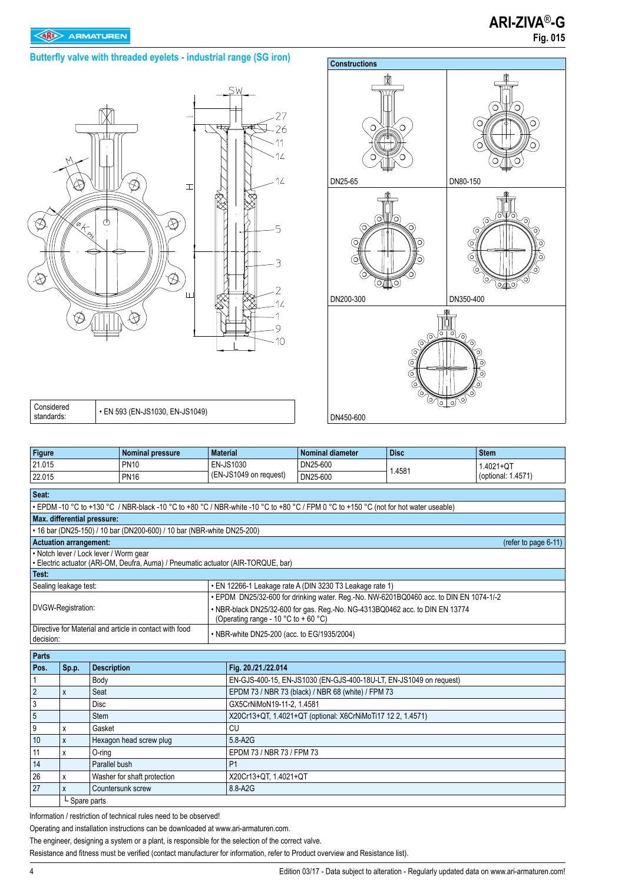# ARI-ZIVA®-G

**Fig. 015**

## Butterfly valve with threaded eyelets - industrial range (SG iron)

### Constructions

DN25-65

DN80-150

DN200-300

DN350-400

DN450-600

| Considered standards: | • EN 593 (EN-JS1030, EN-JS1049) |
|---|---|

| Figure | Nominal pressure | Material | Nominal diameter | Disc | Stem |
|---|---|---|---|---|---|
| 21.015 | PN10 | EN-JS1030 (EN-JS1049 on request) | DN25-600 | 1.4581 | 1.4021+QT (optional: 1.4571) |
| 22.015 | PN16 | | DN25-600 | | |

**Seat:**

• EPDM -10 °C to +130 °C / NBR-black -10 °C to +80 °C / NBR-white -10 °C to +80 °C / FPM 0 °C to +150 °C (not for hot water useable)

**Max. differential pressure:**

• 16 bar (DN25-150) / 10 bar (DN200-600) / 10 bar (NBR-white DN25-200)

**Actuation arrangement:** (refer to page 6-11)

• Notch lever / Lock lever / Worm gear
• Electric actuator (ARI-OM, Deufra, Auma) / Pneumatic actuator (AIR-TORQUE, bar)

**Test:**

| | |
|---|---|
| Sealing leakage test: | • EN 12266-1 Leakage rate A (DIN 3230 T3 Leakage rate 1) |
| DVGW-Registration: | • EPDM DN25/32-600 for drinking water. Reg.-No. NW-6201BQ0460 acc. to DIN EN 1074-1/-2<br>• NBR-black DN25/32-600 for gas. Reg.-No. NG-4313BQ0462 acc. to DIN EN 13774 (Operating range - 10 °C to + 60 °C) |
| Directive for Material and article in contact with food decision: | • NBR-white DN25-200 (acc. to EG/1935/2004) |

**Parts**

| Pos. | Sp.p. | Description | Fig. 20./21./22.014 |
|---|---|---|---|
| 1 | | Body | EN-GJS-400-15, EN-JS1030 (EN-GJS-400-18U-LT, EN-JS1049 on request) |
| 2 | x | Seat | EPDM 73 / NBR 73 (black) / NBR 68 (white) / FPM 73 |
| 3 | | Disc | GX5CrNiMoN19-11-2, 1.4581 |
| 5 | | Stem | X20Cr13+QT, 1.4021+QT (optional: X6CrNiMoTi17 12 2, 1.4571) |
| 9 | x | Gasket | CU |
| 10 | x | Hexagon head screw plug | 5.8-A2G |
| 11 | x | O-ring | EPDM 73 / NBR 73 / FPM 73 |
| 14 | | Parallel bush | P1 |
| 26 | x | Washer for shaft protection | X20Cr13+QT, 1.4021+QT |
| 27 | x | Countersunk screw | 8.8-A2G |
| | └ Spare parts | | |

Information / restriction of technical rules need to be observed!

Operating and installation instructions can be downloaded at www.ari-armaturen.com.

The engineer, designing a system or a plant, is responsible for the selection of the correct valve.

Resistance and fitness must be verified (contact manufacturer for information, refer to Product overview and Resistance list).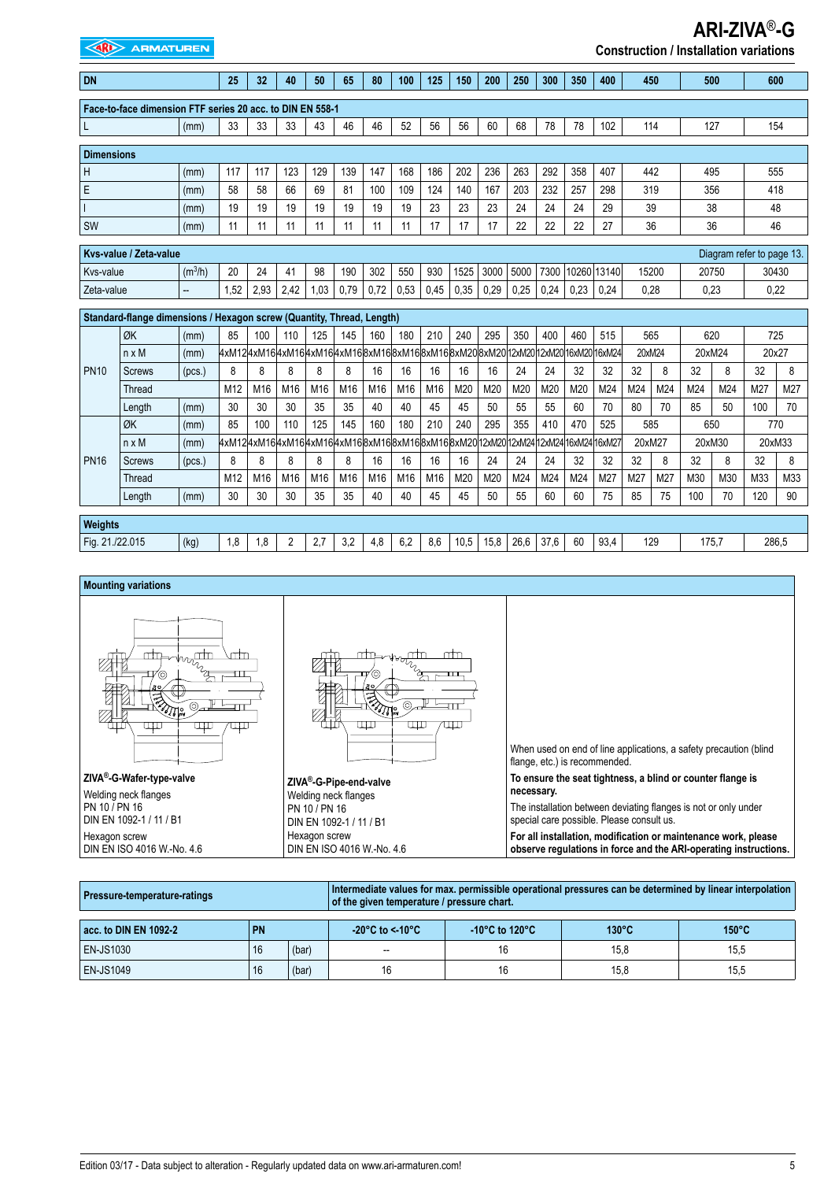# ARI-ZIVA®-G

## Construction / Installation variations

| DN | | 25 | 32 | 40 | 50 | 65 | 80 | 100 | 125 | 150 | 200 | 250 | 300 | 350 | 400 | 450 | | 500 | | 600 | |
|---|---|---|---|---|---|---|---|---|---|---|---|---|---|---|---|---|---|---|---|---|---|
| **Face-to-face dimension FTF series 20 acc. to DIN EN 558-1** | | | | | | | | | | | | | | | | | | | | | |
| L | (mm) | 33 | 33 | 33 | 43 | 46 | 46 | 52 | 56 | 56 | 60 | 68 | 78 | 78 | 102 | 114 | | 127 | | 154 | |
| **Dimensions** | | | | | | | | | | | | | | | | | | | | | |
| H | (mm) | 117 | 117 | 123 | 129 | 139 | 147 | 168 | 186 | 202 | 236 | 263 | 292 | 358 | 407 | 442 | | 495 | | 555 | |
| E | (mm) | 58 | 58 | 66 | 69 | 81 | 100 | 109 | 124 | 140 | 167 | 203 | 232 | 257 | 298 | 319 | | 356 | | 418 | |
| I | (mm) | 19 | 19 | 19 | 19 | 19 | 19 | 19 | 23 | 23 | 23 | 24 | 24 | 24 | 29 | 39 | | 38 | | 48 | |
| SW | (mm) | 11 | 11 | 11 | 11 | 11 | 11 | 11 | 17 | 17 | 17 | 22 | 22 | 22 | 27 | 36 | | 36 | | 46 | |
| **Kvs-value / Zeta-value** | | | | | | | | | | | | | | | | | | Diagram refer to page 13. | | | |
| Kvs-value | ($m^3/h$) | 20 | 24 | 41 | 98 | 190 | 302 | 550 | 930 | 1525 | 3000 | 5000 | 7300 | 10260 | 13140 | 15200 | | 20750 | | 30430 | |
| Zeta-value | -- | 1,52 | 2,93 | 2,42 | 1,03 | 0,79 | 0,72 | 0,53 | 0,45 | 0,35 | 0,29 | 0,25 | 0,24 | 0,23 | 0,24 | 0,28 | | 0,23 | | 0,22 | |

**Standard-flange dimensions / Hexagon screw (Quantity, Thread, Length)**

| | | | 25 | 32 | 40 | 50 | 65 | 80 | 100 | 125 | 150 | 200 | 250 | 300 | 350 | 400 | 450 | | 500 | | 600 | |
|---|---|---|---|---|---|---|---|---|---|---|---|---|---|---|---|---|---|---|---|---|---|---|
| PN10 | ØK | (mm) | 85 | 100 | 110 | 125 | 145 | 160 | 180 | 210 | 240 | 295 | 350 | 400 | 460 | 515 | 565 | | 620 | | 725 | |
| | n x M | (mm) | 4xM12 | 4xM16 | 4xM16 | 4xM16 | 4xM16 | 8xM16 | 8xM16 | 8xM16 | 8xM20 | 8xM20 | 12xM20 | 12xM20 | 16xM20 | 16xM24 | 20xM24 | | 20xM24 | | 20x27 | |
| | Screws | (pcs.) | 8 | 8 | 8 | 8 | 8 | 16 | 16 | 16 | 16 | 16 | 24 | 24 | 32 | 32 | 32 | 8 | 32 | 8 | 32 | 8 |
| | Thread | | M12 | M16 | M16 | M16 | M16 | M16 | M16 | M16 | M20 | M20 | M20 | M20 | M20 | M24 | M24 | M24 | M24 | M24 | M27 | M27 |
| | Length | (mm) | 30 | 30 | 30 | 35 | 35 | 40 | 40 | 45 | 45 | 50 | 55 | 55 | 60 | 70 | 80 | 70 | 85 | 50 | 100 | 70 |
| PN16 | ØK | (mm) | 85 | 100 | 110 | 125 | 145 | 160 | 180 | 210 | 240 | 295 | 355 | 410 | 470 | 525 | 585 | | 650 | | 770 | |
| | n x M | (mm) | 4xM12 | 4xM16 | 4xM16 | 4xM16 | 4xM16 | 8xM16 | 8xM16 | 8xM16 | 8xM20 | 12xM20 | 12xM24 | 12xM24 | 16xM24 | 16xM27 | 20xM27 | | 20xM30 | | 20xM33 | |
| | Screws | (pcs.) | 8 | 8 | 8 | 8 | 8 | 16 | 16 | 16 | 16 | 24 | 24 | 24 | 32 | 32 | 32 | 8 | 32 | 8 | 32 | 8 |
| | Thread | | M12 | M16 | M16 | M16 | M16 | M16 | M16 | M16 | M20 | M20 | M24 | M24 | M24 | M27 | M27 | M27 | M30 | M30 | M33 | M33 |
| | Length | (mm) | 30 | 30 | 30 | 35 | 35 | 40 | 40 | 45 | 45 | 50 | 55 | 60 | 60 | 75 | 85 | 75 | 100 | 70 | 120 | 90 |

| **Weights** | | | | | | | | | | | | | | | | | | |
|---|---|---|---|---|---|---|---|---|---|---|---|---|---|---|---|---|---|---|
| Fig. 21./22.015 | (kg) | 1,8 | 1,8 | 2 | 2,7 | 3,2 | 4,8 | 6,2 | 8,6 | 10,5 | 15,8 | 26,6 | 37,6 | 60 | 93,4 | 129 | 175,7 | 286,5 |

### Mounting variations

**ZIVA®-G-Wafer-type-valve**
Welding neck flanges
PN 10 / PN 16
DIN EN 1092-1 / 11 / B1
Hexagon screw
DIN EN ISO 4016 W.-No. 4.6

**ZIVA®-G-Pipe-end-valve**
Welding neck flanges
PN 10 / PN 16
DIN EN 1092-1 / 11 / B1
Hexagon screw
DIN EN ISO 4016 W.-No. 4.6

When used on end of line applications, a safety precaution (blind flange, etc.) is recommended.

**To ensure the seat tightness, a blind or counter flange is necessary.**

The installation between deviating flanges is not or only under special care possible. Please consult us.

**For all installation, modification or maintenance work, please observe regulations in force and the ARI-operating instructions.**

### Pressure-temperature-ratings

**Intermediate values for max. permissible operational pressures can be determined by linear interpolation of the given temperature / pressure chart.**

| acc. to DIN EN 1092-2 | PN | | -20°C to <-10°C | -10°C to 120°C | 130°C | 150°C |
|---|---|---|---|---|---|---|
| EN-JS1030 | 16 | (bar) | -- | 16 | 15,8 | 15,5 |
| EN-JS1049 | 16 | (bar) | 16 | 16 | 15,8 | 15,5 |

Edition 03/17 - Data subject to alteration - Regularly updated data on www.ari-armaturen.com!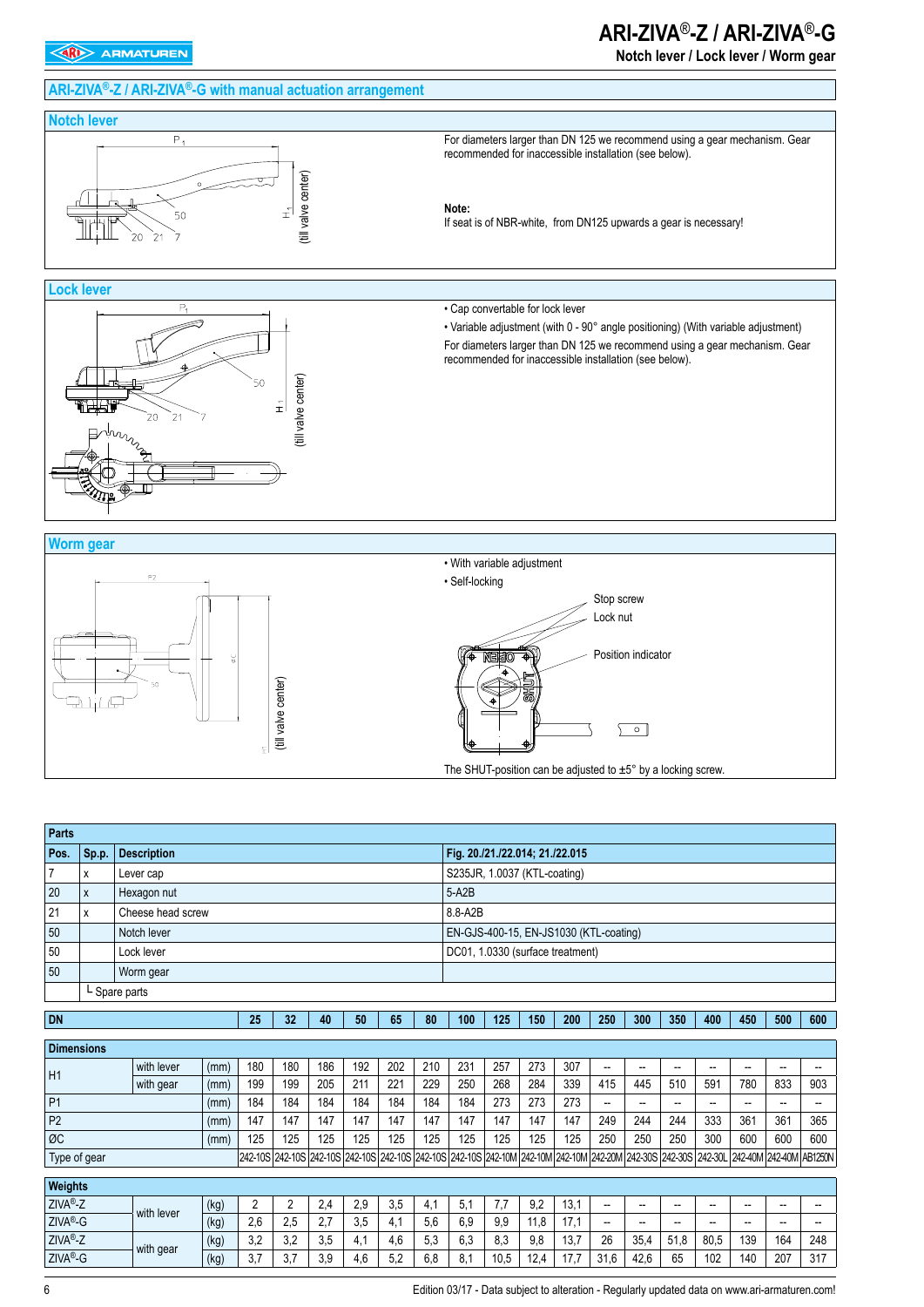## ARI-ZIVA®-Z / ARI-ZIVA®-G with manual actuation arrangement

### Notch lever

For diameters larger than DN 125 we recommend using a gear mechanism. Gear recommended for inaccessible installation (see below).

**Note:**
If seat is of NBR-white, from DN125 upwards a gear is necessary!

### Lock lever

- Cap convertable for lock lever
- Variable adjustment (with 0 - 90° angle positioning) (With variable adjustment)

For diameters larger than DN 125 we recommend using a gear mechanism. Gear recommended for inaccessible installation (see below).

### Worm gear

- With variable adjustment
- Self-locking

Stop screw
Lock nut
Position indicator

The SHUT-position can be adjusted to ±5° by a locking screw.

### Parts

| Pos. | Sp.p. | Description | Fig. 20./21./22.014; 21./22.015 |
|---|---|---|---|
| 7 | x | Lever cap | S235JR, 1.0037 (KTL-coating) |
| 20 | x | Hexagon nut | 5-A2B |
| 21 | x | Cheese head screw | 8.8-A2B |
| 50 | | Notch lever | EN-GJS-400-15, EN-JS1030 (KTL-coating) |
| 50 | | Lock lever | DC01, 1.0330 (surface treatment) |
| 50 | | Worm gear | |
| | └ Spare parts | | |

### Dimensions

| DN | | | 25 | 32 | 40 | 50 | 65 | 80 | 100 | 125 | 150 | 200 | 250 | 300 | 350 | 400 | 450 | 500 | 600 |
|---|---|---|---|---|---|---|---|---|---|---|---|---|---|---|---|---|---|---|---|
| H1 | with lever | (mm) | 180 | 180 | 186 | 192 | 202 | 210 | 231 | 257 | 273 | 307 | -- | -- | -- | -- | -- | -- | -- |
| | with gear | (mm) | 199 | 199 | 205 | 211 | 221 | 229 | 250 | 268 | 284 | 339 | 415 | 445 | 510 | 591 | 780 | 833 | 903 |
| P1 | | (mm) | 184 | 184 | 184 | 184 | 184 | 184 | 184 | 273 | 273 | 273 | -- | -- | -- | -- | -- | -- | -- |
| P2 | | (mm) | 147 | 147 | 147 | 147 | 147 | 147 | 147 | 147 | 147 | 147 | 249 | 244 | 244 | 333 | 361 | 361 | 365 |
| ØC | | (mm) | 125 | 125 | 125 | 125 | 125 | 125 | 125 | 125 | 125 | 125 | 250 | 250 | 250 | 300 | 600 | 600 | 600 |
| Type of gear | | | 242-10S | 242-10S | 242-10S | 242-10S | 242-10S | 242-10S | 242-10S | 242-10M | 242-10M | 242-10M | 242-20M | 242-30S | 242-30S | 242-30L | 242-40M | 242-40M | AB1250N |

### Weights

| | | | 25 | 32 | 40 | 50 | 65 | 80 | 100 | 125 | 150 | 200 | 250 | 300 | 350 | 400 | 450 | 500 | 600 |
|---|---|---|---|---|---|---|---|---|---|---|---|---|---|---|---|---|---|---|---|
| ZIVA®-Z | with lever | (kg) | 2 | 2 | 2,4 | 2,9 | 3,5 | 4,1 | 5,1 | 7,7 | 9,2 | 13,1 | -- | -- | -- | -- | -- | -- | -- |
| ZIVA®-G | | (kg) | 2,6 | 2,5 | 2,7 | 3,5 | 4,1 | 5,6 | 6,9 | 9,9 | 11,8 | 17,1 | -- | -- | -- | -- | -- | -- | -- |
| ZIVA®-Z | with gear | (kg) | 3,2 | 3,2 | 3,5 | 4,1 | 4,6 | 5,3 | 6,3 | 8,3 | 9,8 | 13,7 | 26 | 35,4 | 51,8 | 80,5 | 139 | 164 | 248 |
| ZIVA®-G | | (kg) | 3,7 | 3,7 | 3,9 | 4,6 | 5,2 | 6,8 | 8,1 | 10,5 | 12,4 | 17,7 | 31,6 | 42,6 | 65 | 102 | 140 | 207 | 317 |

Edition 03/17 - Data subject to alteration - Regularly updated data on www.ari-armaturen.com!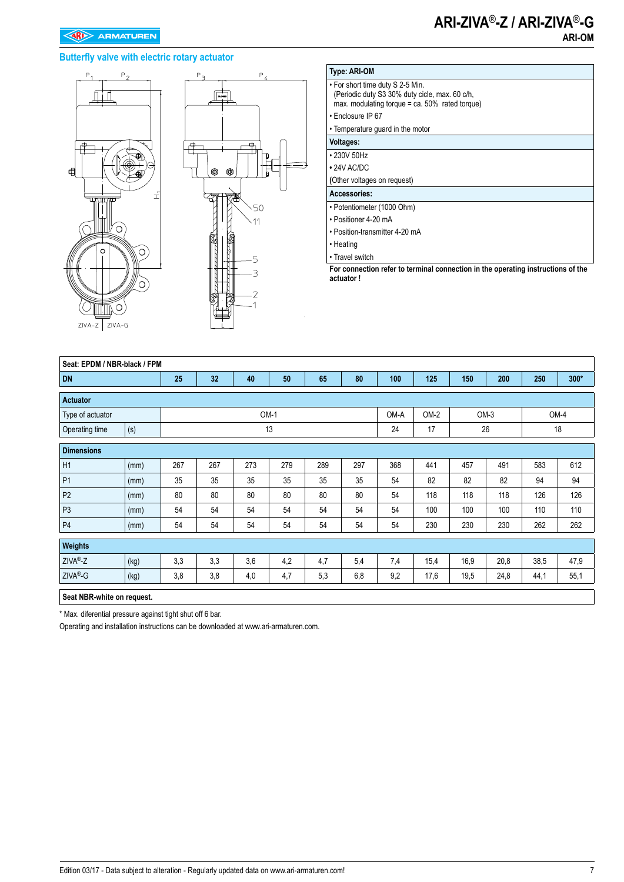# ARI-ZIVA®-Z / ARI-ZIVA®-G

**ARI-OM**

## Butterfly valve with electric rotary actuator

| Type: ARI-OM |
|---|
| • For short time duty S 2-5 Min. (Periodic duty S3 30% duty cicle, max. 60 c/h, max. modulating torque = ca. 50% rated torque) |
| • Enclosure IP 67 |
| • Temperature guard in the motor |
| **Voltages:** |
| • 230V 50Hz |
| • 24V AC/DC |
| (Other voltages on request) |
| **Accessories:** |
| • Potentiometer (1000 Ohm) |
| • Positioner 4-20 mA |
| • Position-transmitter 4-20 mA |
| • Heating |
| • Travel switch |

**For connection refer to terminal connection in the operating instructions of the actuator !**

| Seat: EPDM / NBR-black / FPM | | | | | | | | | | | | | |
|---|---|---|---|---|---|---|---|---|---|---|---|---|---|
| **DN** | | **25** | **32** | **40** | **50** | **65** | **80** | **100** | **125** | **150** | **200** | **250** | **300*** |
| **Actuator** | | | | | | | | | | | | | |
| Type of actuator | | OM-1 | | | | | | OM-A | OM-2 | OM-3 | | OM-4 | |
| Operating time | (s) | 13 | | | | | | 24 | 17 | 26 | | 18 | |
| **Dimensions** | | | | | | | | | | | | | |
| H1 | (mm) | 267 | 267 | 273 | 279 | 289 | 297 | 368 | 441 | 457 | 491 | 583 | 612 |
| P1 | (mm) | 35 | 35 | 35 | 35 | 35 | 35 | 54 | 82 | 82 | 82 | 94 | 94 |
| P2 | (mm) | 80 | 80 | 80 | 80 | 80 | 80 | 54 | 118 | 118 | 118 | 126 | 126 |
| P3 | (mm) | 54 | 54 | 54 | 54 | 54 | 54 | 54 | 100 | 100 | 100 | 110 | 110 |
| P4 | (mm) | 54 | 54 | 54 | 54 | 54 | 54 | 54 | 230 | 230 | 230 | 262 | 262 |
| **Weights** | | | | | | | | | | | | | |
| ZIVA®-Z | (kg) | 3,3 | 3,3 | 3,6 | 4,2 | 4,7 | 5,4 | 7,4 | 15,4 | 16,9 | 20,8 | 38,5 | 47,9 |
| ZIVA®-G | (kg) | 3,8 | 3,8 | 4,0 | 4,7 | 5,3 | 6,8 | 9,2 | 17,6 | 19,5 | 24,8 | 44,1 | 55,1 |
| **Seat NBR-white on request.** | | | | | | | | | | | | | |

\* Max. diferential pressure against tight shut off 6 bar.

Operating and installation instructions can be downloaded at www.ari-armaturen.com.

Edition 03/17 - Data subject to alteration - Regularly updated data on www.ari-armaturen.com!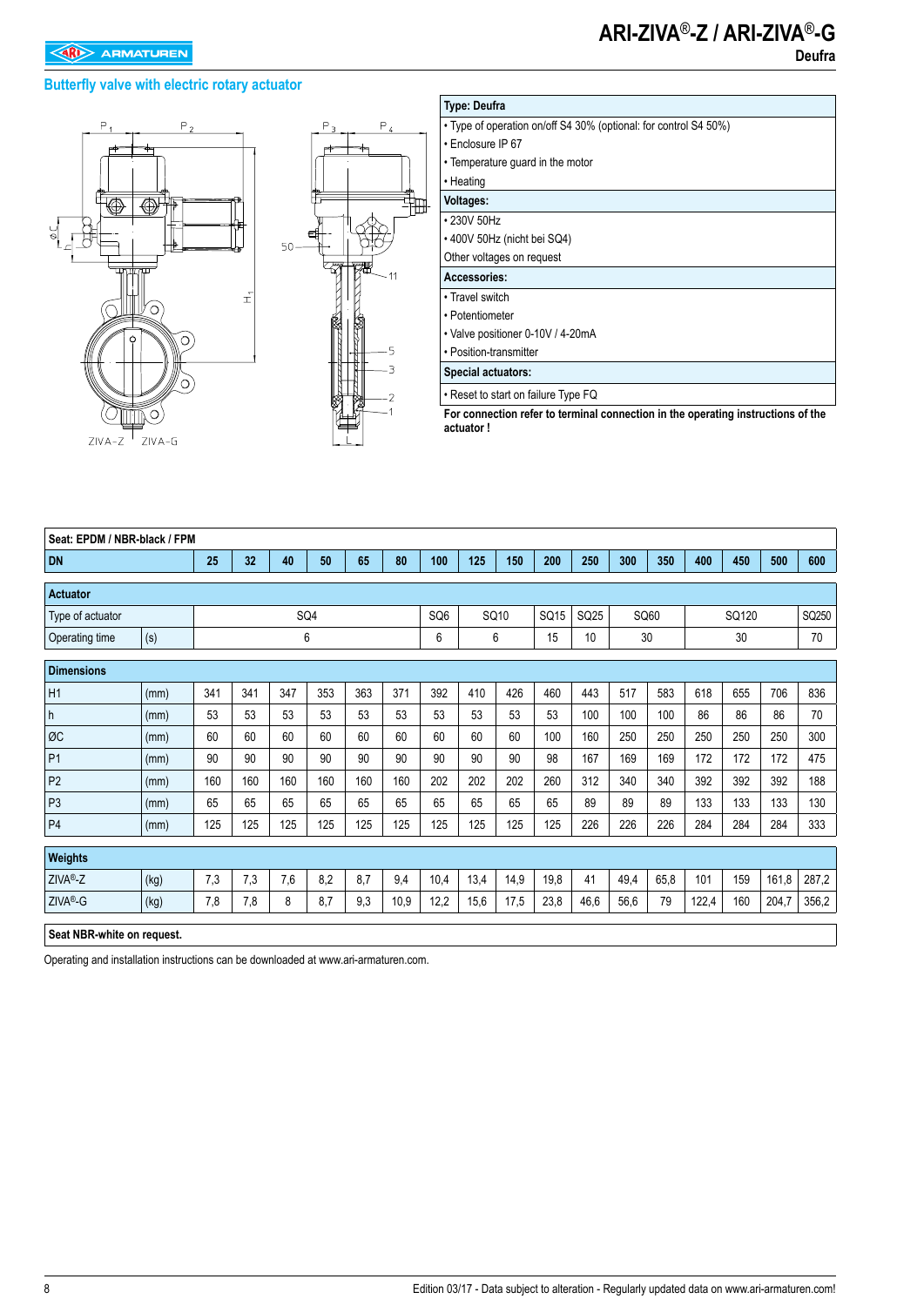# ARI-ZIVA®-Z / ARI-ZIVA®-G

Deufra

## Butterfly valve with electric rotary actuator

| Type: Deufra |
|---|
| • Type of operation on/off S4 30% (optional: for control S4 50%) |
| • Enclosure IP 67 |
| • Temperature guard in the motor |
| • Heating |
| **Voltages:** |
| • 230V 50Hz |
| • 400V 50Hz (nicht bei SQ4) |
| Other voltages on request |
| **Accessories:** |
| • Travel switch |
| • Potentiometer |
| • Valve positioner 0-10V / 4-20mA |
| • Position-transmitter |
| **Special actuators:** |
| • Reset to start on failure Type FQ |

**For connection refer to terminal connection in the operating instructions of the actuator !**

| Seat: EPDM / NBR-black / FPM | | | | | | | | | | | | | | | | | | |
|---|---|---|---|---|---|---|---|---|---|---|---|---|---|---|---|---|---|---|
| **DN** | | **25** | **32** | **40** | **50** | **65** | **80** | **100** | **125** | **150** | **200** | **250** | **300** | **350** | **400** | **450** | **500** | **600** |
| **Actuator** | | | | | | | | | | | | | | | | | | |
| Type of actuator | | SQ4 | | | | | | SQ6 | SQ10 | | SQ15 | SQ25 | SQ60 | | SQ120 | | | SQ250 |
| Operating time | (s) | 6 | | | | | | 6 | 6 | | 15 | 10 | 30 | | 30 | | | 70 |
| **Dimensions** | | | | | | | | | | | | | | | | | | |
| H1 | (mm) | 341 | 341 | 347 | 353 | 363 | 371 | 392 | 410 | 426 | 460 | 443 | 517 | 583 | 618 | 655 | 706 | 836 |
| h | (mm) | 53 | 53 | 53 | 53 | 53 | 53 | 53 | 53 | 53 | 53 | 100 | 100 | 100 | 86 | 86 | 86 | 70 |
| ØC | (mm) | 60 | 60 | 60 | 60 | 60 | 60 | 60 | 60 | 60 | 100 | 160 | 250 | 250 | 250 | 250 | 250 | 300 |
| P1 | (mm) | 90 | 90 | 90 | 90 | 90 | 90 | 90 | 90 | 90 | 98 | 167 | 169 | 169 | 172 | 172 | 172 | 475 |
| P2 | (mm) | 160 | 160 | 160 | 160 | 160 | 160 | 202 | 202 | 202 | 260 | 312 | 340 | 340 | 392 | 392 | 392 | 188 |
| P3 | (mm) | 65 | 65 | 65 | 65 | 65 | 65 | 65 | 65 | 65 | 65 | 89 | 89 | 89 | 133 | 133 | 133 | 130 |
| P4 | (mm) | 125 | 125 | 125 | 125 | 125 | 125 | 125 | 125 | 125 | 125 | 226 | 226 | 226 | 284 | 284 | 284 | 333 |
| **Weights** | | | | | | | | | | | | | | | | | | |
| ZIVA®-Z | (kg) | 7,3 | 7,3 | 7,6 | 8,2 | 8,7 | 9,4 | 10,4 | 13,4 | 14,9 | 19,8 | 41 | 49,4 | 65,8 | 101 | 159 | 161,8 | 287,2 |
| ZIVA®-G | (kg) | 7,8 | 7,8 | 8 | 8,7 | 9,3 | 10,9 | 12,2 | 15,6 | 17,5 | 23,8 | 46,6 | 56,6 | 79 | 122,4 | 160 | 204,7 | 356,2 |

**Seat NBR-white on request.**

Operating and installation instructions can be downloaded at www.ari-armaturen.com.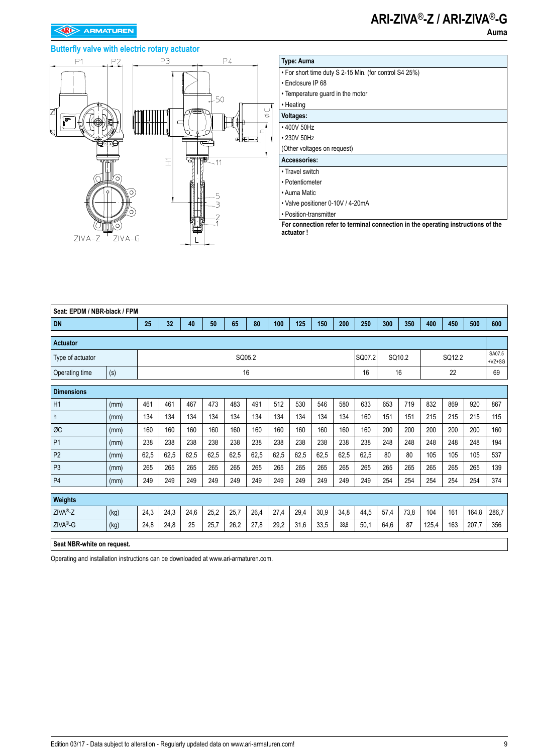# ARI-ZIVA®-Z / ARI-ZIVA®-G

**Auma**

## Butterfly valve with electric rotary actuator

| Type: Auma |
|---|
| • For short time duty S 2-15 Min. (for control S4 25%) |
| • Enclosure IP 68 |
| • Temperature guard in the motor |
| • Heating |
| **Voltages:** |
| • 400V 50Hz |
| • 230V 50Hz |
| (Other voltages on request) |
| **Accessories:** |
| • Travel switch |
| • Potentiometer |
| • Auma Matic |
| • Valve positioner 0-10V / 4-20mA |
| • Position-transmitter |

**For connection refer to terminal connection in the operating instructions of the actuator !**

| Seat: EPDM / NBR-black / FPM | | | | | | | | | | | | | | | | | | |
|---|---|---|---|---|---|---|---|---|---|---|---|---|---|---|---|---|---|---|
| **DN** | | **25** | **32** | **40** | **50** | **65** | **80** | **100** | **125** | **150** | **200** | **250** | **300** | **350** | **400** | **450** | **500** | **600** |
| **Actuator** | | | | | | | | | | | | | | | | | | |
| Type of actuator | | SQ05.2 | | | | | | | | | | SQ07.2 | SQ10.2 | | SQ12.2 | | | SA07.5 +VZ+SG |
| Operating time | (s) | 16 | | | | | | | | | | 16 | 16 | | 22 | | | 69 |
| **Dimensions** | | | | | | | | | | | | | | | | | | |
| H1 | (mm) | 461 | 461 | 467 | 473 | 483 | 491 | 512 | 530 | 546 | 580 | 633 | 653 | 719 | 832 | 869 | 920 | 867 |
| h | (mm) | 134 | 134 | 134 | 134 | 134 | 134 | 134 | 134 | 134 | 134 | 160 | 151 | 151 | 215 | 215 | 215 | 115 |
| ØC | (mm) | 160 | 160 | 160 | 160 | 160 | 160 | 160 | 160 | 160 | 160 | 160 | 200 | 200 | 200 | 200 | 200 | 160 |
| P1 | (mm) | 238 | 238 | 238 | 238 | 238 | 238 | 238 | 238 | 238 | 238 | 238 | 248 | 248 | 248 | 248 | 248 | 194 |
| P2 | (mm) | 62,5 | 62,5 | 62,5 | 62,5 | 62,5 | 62,5 | 62,5 | 62,5 | 62,5 | 62,5 | 62,5 | 80 | 80 | 105 | 105 | 105 | 537 |
| P3 | (mm) | 265 | 265 | 265 | 265 | 265 | 265 | 265 | 265 | 265 | 265 | 265 | 265 | 265 | 265 | 265 | 265 | 139 |
| P4 | (mm) | 249 | 249 | 249 | 249 | 249 | 249 | 249 | 249 | 249 | 249 | 249 | 254 | 254 | 254 | 254 | 254 | 374 |
| **Weights** | | | | | | | | | | | | | | | | | | |
| ZIVA®-Z | (kg) | 24,3 | 24,3 | 24,6 | 25,2 | 25,7 | 26,4 | 27,4 | 29,4 | 30,9 | 34,8 | 44,5 | 57,4 | 73,8 | 104 | 161 | 164,8 | 286,7 |
| ZIVA®-G | (kg) | 24,8 | 24,8 | 25 | 25,7 | 26,2 | 27,8 | 29,2 | 31,6 | 33,5 | 38,8 | 50,1 | 64,6 | 87 | 125,4 | 163 | 207,7 | 356 |

**Seat NBR-white on request.**

Operating and installation instructions can be downloaded at www.ari-armaturen.com.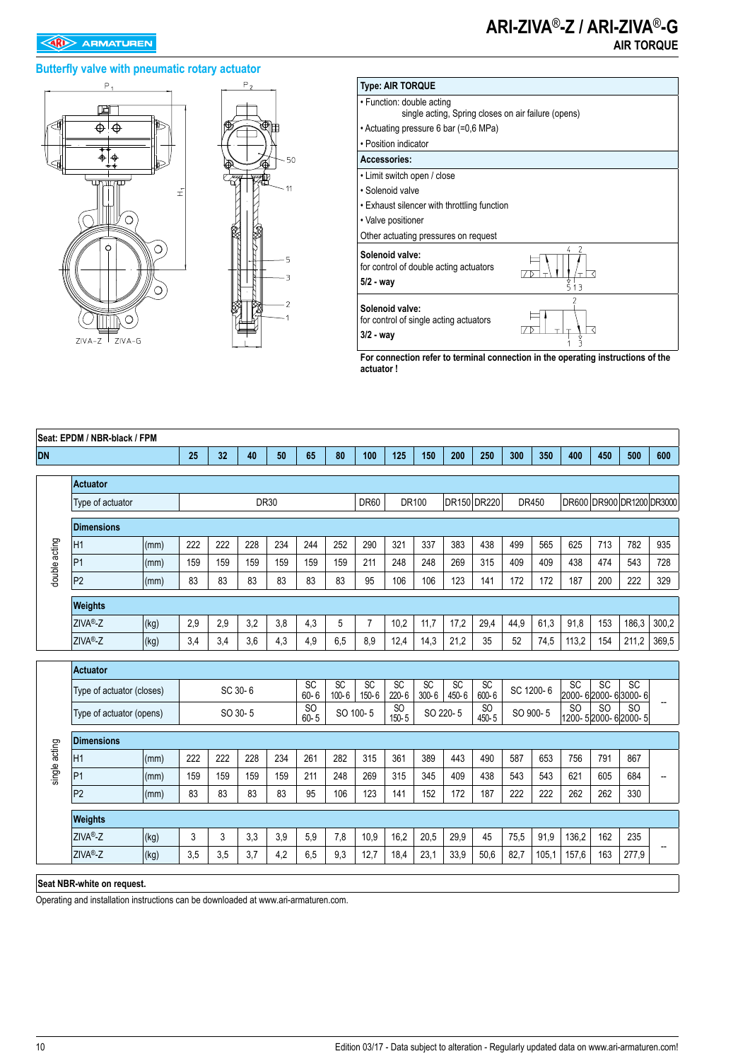# ARI-ZIVA®-Z / ARI-ZIVA®-G

## AIR TORQUE

### Butterfly valve with pneumatic rotary actuator

| Type: AIR TORQUE |
|---|
| • Function: double acting<br>single acting, Spring closes on air failure (opens) |
| • Actuating pressure 6 bar (=0,6 MPa) |
| • Position indicator |
| **Accessories:** |
| • Limit switch open / close |
| • Solenoid valve |
| • Exhaust silencer with throttling function |
| • Valve positioner |
| Other actuating pressures on request |
| **Solenoid valve:**<br>for control of double acting actuators<br>**5/2 - way** |
| **Solenoid valve:**<br>for control of single acting actuators<br>**3/2 - way** |

**For connection refer to terminal connection in the operating instructions of the actuator !**

**Seat: EPDM / NBR-black / FPM**

**double acting**

| DN | | 25 | 32 | 40 | 50 | 65 | 80 | 100 | 125 | 150 | 200 | 250 | 300 | 350 | 400 | 450 | 500 | 600 |
|---|---|---|---|---|---|---|---|---|---|---|---|---|---|---|---|---|---|---|
| **Actuator** | | | | | | | | | | | | | | | | | | |
| Type of actuator | | DR30 | | | | | | DR60 | DR100 | | DR150 | DR220 | DR450 | | DR600 | DR900 | DR1200 | DR3000 |
| **Dimensions** | | | | | | | | | | | | | | | | | | |
| H1 | (mm) | 222 | 222 | 228 | 234 | 244 | 252 | 290 | 321 | 337 | 383 | 438 | 499 | 565 | 625 | 713 | 782 | 935 |
| P1 | (mm) | 159 | 159 | 159 | 159 | 159 | 159 | 211 | 248 | 248 | 269 | 315 | 409 | 409 | 438 | 474 | 543 | 728 |
| P2 | (mm) | 83 | 83 | 83 | 83 | 83 | 83 | 95 | 106 | 106 | 123 | 141 | 172 | 172 | 187 | 200 | 222 | 329 |
| **Weights** | | | | | | | | | | | | | | | | | | |
| ZIVA®-Z | (kg) | 2,9 | 2,9 | 3,2 | 3,8 | 4,3 | 5 | 7 | 10,2 | 11,7 | 17,2 | 29,4 | 44,9 | 61,3 | 91,8 | 153 | 186,3 | 300,2 |
| ZIVA®-Z | (kg) | 3,4 | 3,4 | 3,6 | 4,3 | 4,9 | 6,5 | 8,9 | 12,4 | 14,3 | 21,2 | 35 | 52 | 74,5 | 113,2 | 154 | 211,2 | 369,5 |

**single acting**

| DN | | 25 | 32 | 40 | 50 | 65 | 80 | 100 | 125 | 150 | 200 | 250 | 300 | 350 | 400 | 450 | 500 | 600 |
|---|---|---|---|---|---|---|---|---|---|---|---|---|---|---|---|---|---|---|
| **Actuator** | | | | | | | | | | | | | | | | | | |
| Type of actuator (closes) | | SC 30- 6 | | | | SC 60- 6 | SC 100- 6 | SC 150- 6 | SC 220- 6 | SC 300- 6 | SC 450- 6 | SC 600- 6 | SC 1200- 6 | | SC 2000- 6 | SC 2000- 6 | SC 3000- 6 | -- |
| Type of actuator (opens) | | SO 30- 5 | | | | SO 60- 5 | SO 100- 5 | | SO 150- 5 | SO 220- 5 | | SO 450- 5 | SO 900- 5 | | SO 1200- 5 | SO 2000- 5 | SO 2000- 5 | |
| **Dimensions** | | | | | | | | | | | | | | | | | | |
| H1 | (mm) | 222 | 222 | 228 | 234 | 261 | 282 | 315 | 361 | 389 | 443 | 490 | 587 | 653 | 756 | 791 | 867 | -- |
| P1 | (mm) | 159 | 159 | 159 | 159 | 211 | 248 | 269 | 315 | 345 | 409 | 438 | 543 | 543 | 621 | 605 | 684 | |
| P2 | (mm) | 83 | 83 | 83 | 83 | 95 | 106 | 123 | 141 | 152 | 172 | 187 | 222 | 222 | 262 | 262 | 330 | |
| **Weights** | | | | | | | | | | | | | | | | | | |
| ZIVA®-Z | (kg) | 3 | 3 | 3,3 | 3,9 | 5,9 | 7,8 | 10,9 | 16,2 | 20,5 | 29,9 | 45 | 75,5 | 91,9 | 136,2 | 162 | 235 | -- |
| ZIVA®-Z | (kg) | 3,5 | 3,5 | 3,7 | 4,2 | 6,5 | 9,3 | 12,7 | 18,4 | 23,1 | 33,9 | 50,6 | 82,7 | 105,1 | 157,6 | 163 | 277,9 | |

**Seat NBR-white on request.**

Operating and installation instructions can be downloaded at www.ari-armaturen.com.

Edition 03/17 - Data subject to alteration - Regularly updated data on www.ari-armaturen.com!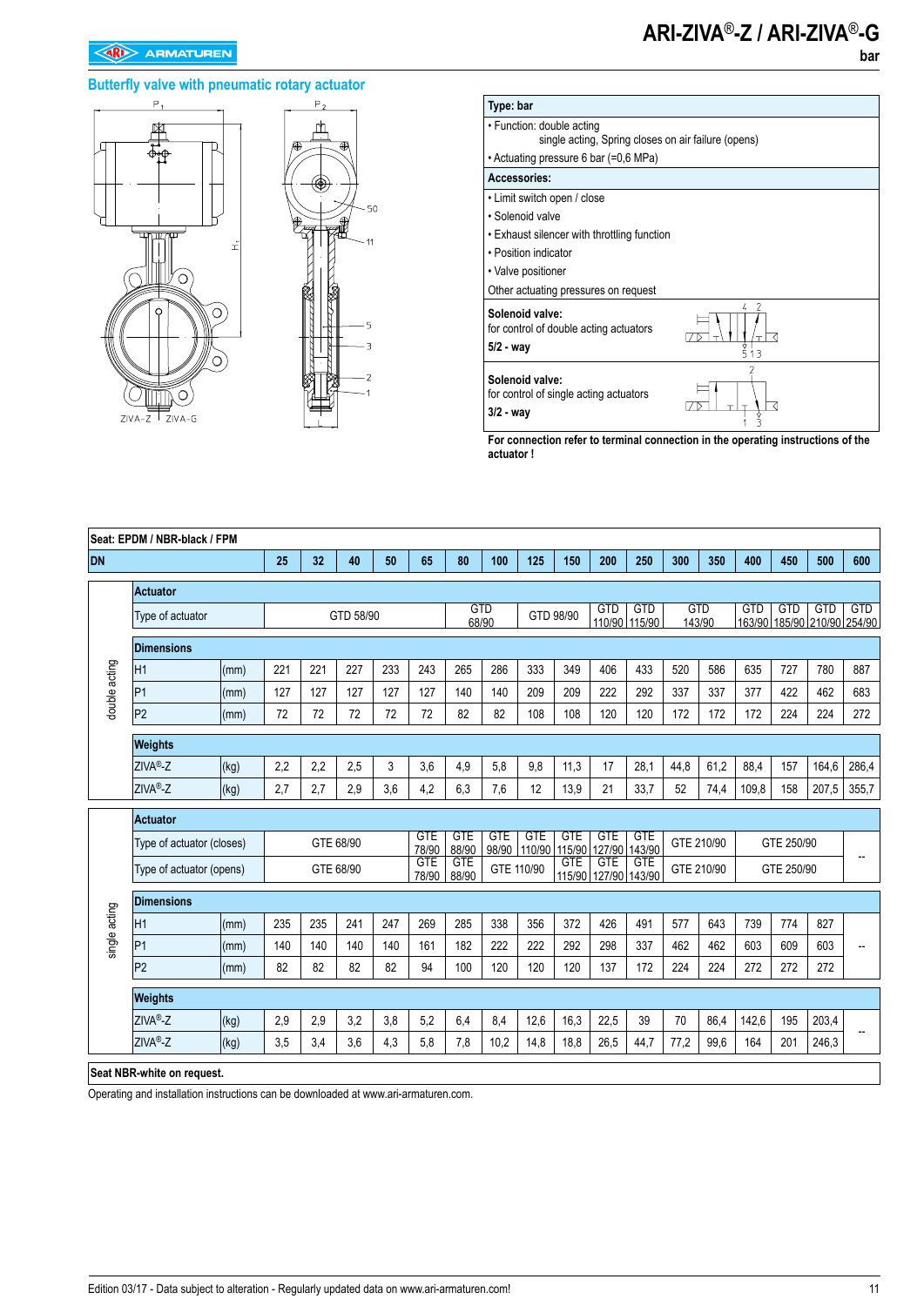# ARI-ZIVA®-Z / ARI-ZIVA®-G

bar

## Butterfly valve with pneumatic rotary actuator

| Type: bar |
|---|
| • Function: double acting<br>single acting, Spring closes on air failure (opens) |
| • Actuating pressure 6 bar (=0,6 MPa) |
| **Accessories:** |
| • Limit switch open / close |
| • Solenoid valve |
| • Exhaust silencer with throttling function |
| • Position indicator |
| • Valve positioner |
| Other actuating pressures on request |
| **Solenoid valve:**<br>for control of double acting actuators<br>**5/2 - way** |
| **Solenoid valve:**<br>for control of single acting actuators<br>**3/2 - way** |

**For connection refer to terminal connection in the operating instructions of the actuator !**

**Seat: EPDM / NBR-black / FPM**

| DN | | | 25 | 32 | 40 | 50 | 65 | 80 | 100 | 125 | 150 | 200 | 250 | 300 | 350 | 400 | 450 | 500 | 600 |
|---|---|---|---|---|---|---|---|---|---|---|---|---|---|---|---|---|---|---|---|
| double acting | **Actuator** | | | | | | | | | | | | | | | | | | |
| | Type of actuator | | GTD 58/90 | | | | | GTD 68/90 | | GTD 98/90 | | GTD 110/90 | GTD 115/90 | GTD 143/90 | | GTD 163/90 | GTD 185/90 | GTD 210/90 | GTD 254/90 |
| | **Dimensions** | | | | | | | | | | | | | | | | | | |
| | H1 | (mm) | 221 | 221 | 227 | 233 | 243 | 265 | 286 | 333 | 349 | 406 | 433 | 520 | 586 | 635 | 727 | 780 | 887 |
| | P1 | (mm) | 127 | 127 | 127 | 127 | 127 | 140 | 140 | 209 | 209 | 222 | 292 | 337 | 337 | 377 | 422 | 462 | 683 |
| | P2 | (mm) | 72 | 72 | 72 | 72 | 72 | 82 | 82 | 108 | 108 | 120 | 120 | 172 | 172 | 172 | 224 | 224 | 272 |
| | **Weights** | | | | | | | | | | | | | | | | | | |
| | ZIVA®-Z | (kg) | 2,2 | 2,2 | 2,5 | 3 | 3,6 | 4,9 | 5,8 | 9,8 | 11,3 | 17 | 28,1 | 44,8 | 61,2 | 88,4 | 157 | 164,6 | 286,4 |
| | ZIVA®-Z | (kg) | 2,7 | 2,7 | 2,9 | 3,6 | 4,2 | 6,3 | 7,6 | 12 | 13,9 | 21 | 33,7 | 52 | 74,4 | 109,8 | 158 | 207,5 | 355,7 |
| single acting | **Actuator** | | | | | | | | | | | | | | | | | | |
| | Type of actuator (closes) | | GTE 68/90 | | | | GTE 78/90 | GTE 88/90 | GTE 98/90 | GTE 110/90 | GTE 115/90 | GTE 127/90 | GTE 143/90 | GTE 210/90 | | GTE 250/90 | | | -- |
| | Type of actuator (opens) | | GTE 68/90 | | | | GTE 78/90 | GTE 88/90 | GTE 110/90 | | GTE 115/90 | GTE 127/90 | GTE 143/90 | GTE 210/90 | | GTE 250/90 | | | |
| | **Dimensions** | | | | | | | | | | | | | | | | | | |
| | H1 | (mm) | 235 | 235 | 241 | 247 | 269 | 285 | 338 | 356 | 372 | 426 | 491 | 577 | 643 | 739 | 774 | 827 | -- |
| | P1 | (mm) | 140 | 140 | 140 | 140 | 161 | 182 | 222 | 222 | 292 | 298 | 337 | 462 | 462 | 603 | 609 | 603 | |
| | P2 | (mm) | 82 | 82 | 82 | 82 | 94 | 100 | 120 | 120 | 120 | 137 | 172 | 224 | 224 | 272 | 272 | 272 | |
| | **Weights** | | | | | | | | | | | | | | | | | | |
| | ZIVA®-Z | (kg) | 2,9 | 2,9 | 3,2 | 3,8 | 5,2 | 6,4 | 8,4 | 12,6 | 16,3 | 22,5 | 39 | 70 | 86,4 | 142,6 | 195 | 203,4 | -- |
| | ZIVA®-Z | (kg) | 3,5 | 3,4 | 3,6 | 4,3 | 5,8 | 7,8 | 10,2 | 14,8 | 18,8 | 26,5 | 44,7 | 77,2 | 99,6 | 164 | 201 | 246,3 | |

**Seat NBR-white on request.**

Operating and installation instructions can be downloaded at www.ari-armaturen.com.

Edition 03/17 - Data subject to alteration - Regularly updated data on www.ari-armaturen.com!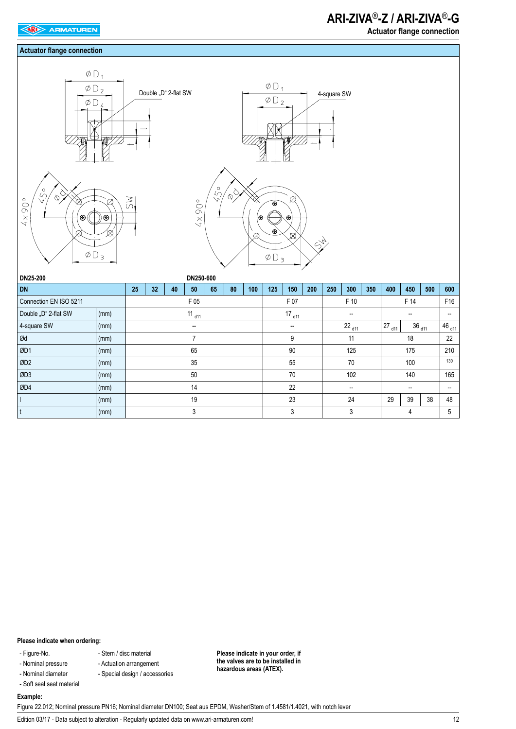## Actuator flange connection

Double „D" 2-flat SW

4-square SW

DN25-200

DN250-600

| DN | | 25 | 32 | 40 | 50 | 65 | 80 | 100 | 125 | 150 | 200 | 250 | 300 | 350 | 400 | 450 | 500 | 600 |
|---|---|---|---|---|---|---|---|---|---|---|---|---|---|---|---|---|---|---|
| Connection EN ISO 5211 | | F 05 | | | | | | | F 07 | | | F 10 | | | F 14 | | | F16 |
| Double „D" 2-flat SW | (mm) | $11_{d11}$ | | | | | | | $17_{d11}$ | | | -- | | | -- | | | -- |
| 4-square SW | (mm) | -- | | | | | | | -- | | | $22_{d11}$ | | | $27_{d11}$ | $36_{d11}$ | | $46_{d11}$ |
| Ød | (mm) | 7 | | | | | | | 9 | | | 11 | | | 18 | | | 22 |
| ØD1 | (mm) | 65 | | | | | | | 90 | | | 125 | | | 175 | | | 210 |
| ØD2 | (mm) | 35 | | | | | | | 55 | | | 70 | | | 100 | | | 130 |
| ØD3 | (mm) | 50 | | | | | | | 70 | | | 102 | | | 140 | | | 165 |
| ØD4 | (mm) | 14 | | | | | | | 22 | | | -- | | | -- | | | -- |
| l | (mm) | 19 | | | | | | | 23 | | | 24 | | | 29 | 39 | 38 | 48 |
| t | (mm) | 3 | | | | | | | 3 | | | 3 | | | 4 | | | 5 |

**Please indicate when ordering:**

- Figure-No.
- Nominal pressure
- Nominal diameter
- Soft seal seat material
- Stem / disc material
- Actuation arrangement
- Special design / accessories

**Please indicate in your order, if the valves are to be installed in hazardous areas (ATEX).**

**Example:**

Figure 22.012; Nominal pressure PN16; Nominal diameter DN100; Seat aus EPDM, Washer/Stem of 1.4581/1.4021, with notch lever

Edition 03/17 - Data subject to alteration - Regularly updated data on www.ari-armaturen.com!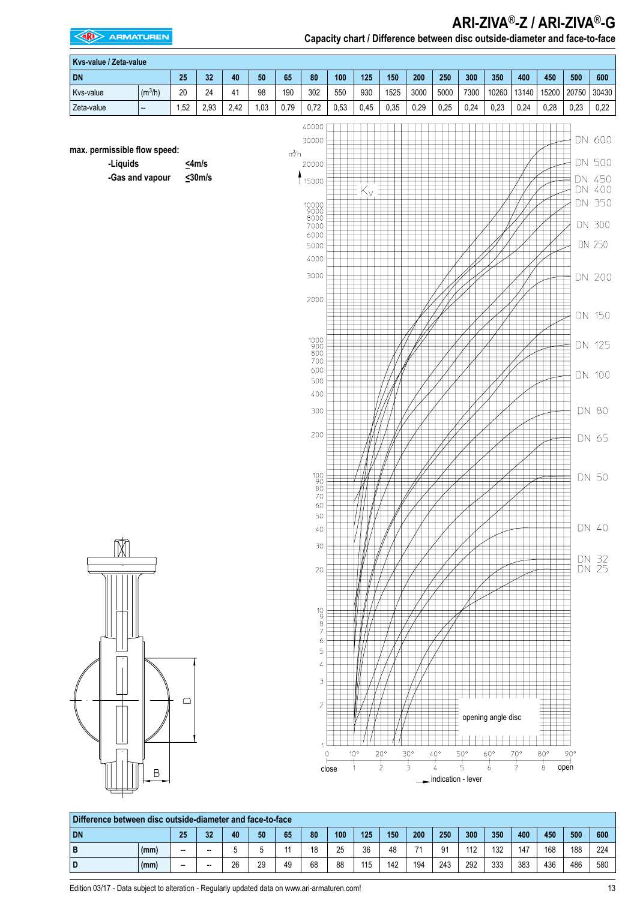# ARI-ZIVA®-Z / ARI-ZIVA®-G

## Capacity chart / Difference between disc outside-diameter and face-to-face

| Kvs-value / Zeta-value | | | | | | | | | | | | | | | | | | |
|---|---|---|---|---|---|---|---|---|---|---|---|---|---|---|---|---|---|---|
| **DN** | | **25** | **32** | **40** | **50** | **65** | **80** | **100** | **125** | **150** | **200** | **250** | **300** | **350** | **400** | **450** | **500** | **600** |
| Kvs-value | ($m^3$/h) | 20 | 24 | 41 | 98 | 190 | 302 | 550 | 930 | 1525 | 3000 | 5000 | 7300 | 10260 | 13140 | 15200 | 20750 | 30430 |
| Zeta-value | -- | 1,52 | 2,93 | 2,42 | 1,03 | 0,79 | 0,72 | 0,53 | 0,45 | 0,35 | 0,29 | 0,25 | 0,24 | 0,23 | 0,24 | 0,28 | 0,23 | 0,22 |

**max. permissible flow speed:**

- **-Liquids** **≤4m/s**
- **-Gas and vapour** **≤30m/s**

| Difference between disc outside-diameter and face-to-face | | | | | | | | | | | | | | | | | | |
|---|---|---|---|---|---|---|---|---|---|---|---|---|---|---|---|---|---|---|
| **DN** | | **25** | **32** | **40** | **50** | **65** | **80** | **100** | **125** | **150** | **200** | **250** | **300** | **350** | **400** | **450** | **500** | **600** |
| **B** | **(mm)** | -- | -- | 5 | 5 | 11 | 18 | 25 | 36 | 48 | 71 | 91 | 112 | 132 | 147 | 168 | 188 | 224 |
| **D** | **(mm)** | -- | -- | 26 | 29 | 49 | 68 | 88 | 115 | 142 | 194 | 243 | 292 | 333 | 383 | 436 | 486 | 580 |

Edition 03/17 - Data subject to alteration - Regularly updated data on www.ari-armaturen.com!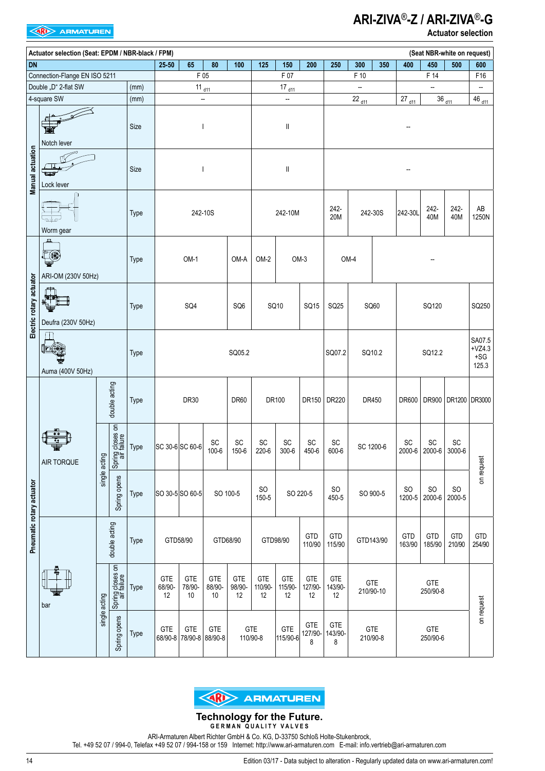# ARI-ZIVA®-Z / ARI-ZIVA®-G

**Actuator selection**

| Actuator selection (Seat: EPDM / NBR-black / FPM) | | | | | | | | | | | | | | | | | (Seat NBR-white on request) |
|---|---|---|---|---|---|---|---|---|---|---|---|---|---|---|---|---|---|
| DN | | | | 25-50 | 65 | 80 | 100 | 125 | 150 | 200 | 250 | 300 | 350 | 400 | 450 | 500 | 600 |
| Connection-Flange EN ISO 5211 | | | | F 05 | | | | F 07 | | | F 10 | | | F 14 | | | F16 |
| Double „D" 2-flat SW | | | (mm) | 11 d11 | | | | 17 d11 | | | -- | | | -- | | | -- |
| 4-square SW | | | (mm) | -- | | | | -- | | | 22 d11 | | | 27 d11 | 36 d11 | | 46 d11 |
| Manual actuation | Notch lever | | Size | I | | | | II | | | -- | | | | | | |
| | Lock lever | | Size | I | | | | II | | | -- | | | | | | |
| | Worm gear | | Type | 242-10S | | | | 242-10M | | | 242-20M | 242-30S | | 242-30L | 242-40M | 242-40M | AB 1250N |
| Electric rotary actuator | ARI-OM (230V 50Hz) | | Type | OM-1 | | | OM-A | OM-2 | OM-3 | | OM-4 | | -- | | | | |
| | Deufra (230V 50Hz) | | Type | SQ4 | | | SQ6 | SQ10 | | SQ15 | SQ25 | SQ60 | | SQ120 | | | SQ250 |
| | Auma (400V 50Hz) | | Type | SQ05.2 | | | | | | | SQ07.2 | SQ10.2 | | SQ12.2 | | | SA07.5 +VZ4.3 +SG 125.3 |
| Pneumatic rotary actuator | AIR TORQUE | double acting | Type | DR30 | | | DR60 | DR100 | | DR150 | DR220 | DR450 | | DR600 | DR900 | DR1200 | DR3000 |
| | | single acting – Spring closes on air failure | Type | SC 30-6 | SC 60-6 | SC 100-6 | SC 150-6 | SC 220-6 | SC 300-6 | SC 450-6 | SC 600-6 | SC 1200-6 | | SC 2000-6 | SC 2000-6 | SC 3000-6 | on request |
| | | single acting – Spring opens | Type | SO 30-5 | SO 60-5 | SO 100-5 | | SO 150-5 | SO 220-5 | | SO 450-5 | SO 900-5 | | SO 1200-5 | SO 2000-6 | SO 2000-5 | |
| | bar | double acting | Type | GTD58/90 | | GTD68/90 | | GTD98/90 | | GTD 110/90 | GTD 115/90 | GTD143/90 | | GTD 163/90 | GTD 185/90 | GTD 210/90 | GTD 254/90 |
| | | single acting – Spring closes on air failure | Type | GTE 68/90-12 | GTE 78/90-10 | GTE 88/90-10 | GTE 98/90-12 | GTE 110/90-12 | GTE 115/90-12 | GTE 127/90-12 | GTE 143/90-12 | GTE 210/90-10 | | GTE 250/90-8 | | | on request |
| | | single acting – Spring opens | Type | GTE 68/90-8 | GTE 78/90-8 | GTE 88/90-8 | GTE 110/90-8 | | GTE 115/90-6 | GTE 127/90-8 | GTE 143/90-8 | GTE 210/90-8 | | GTE 250/90-6 | | | |

**ARI ARMATUREN**

**Technology for the Future.**
GERMAN QUALITY VALVES

ARI-Armaturen Albert Richter GmbH & Co. KG, D-33750 Schloß Holte-Stukenbrock,
Tel. +49 52 07 / 994-0, Telefax +49 52 07 / 994-158 or 159 Internet: http://www.ari-armaturen.com E-mail: info.vertrieb@ari-armaturen.com

Edition 03/17 - Data subject to alteration - Regularly updated data on www.ari-armaturen.com!